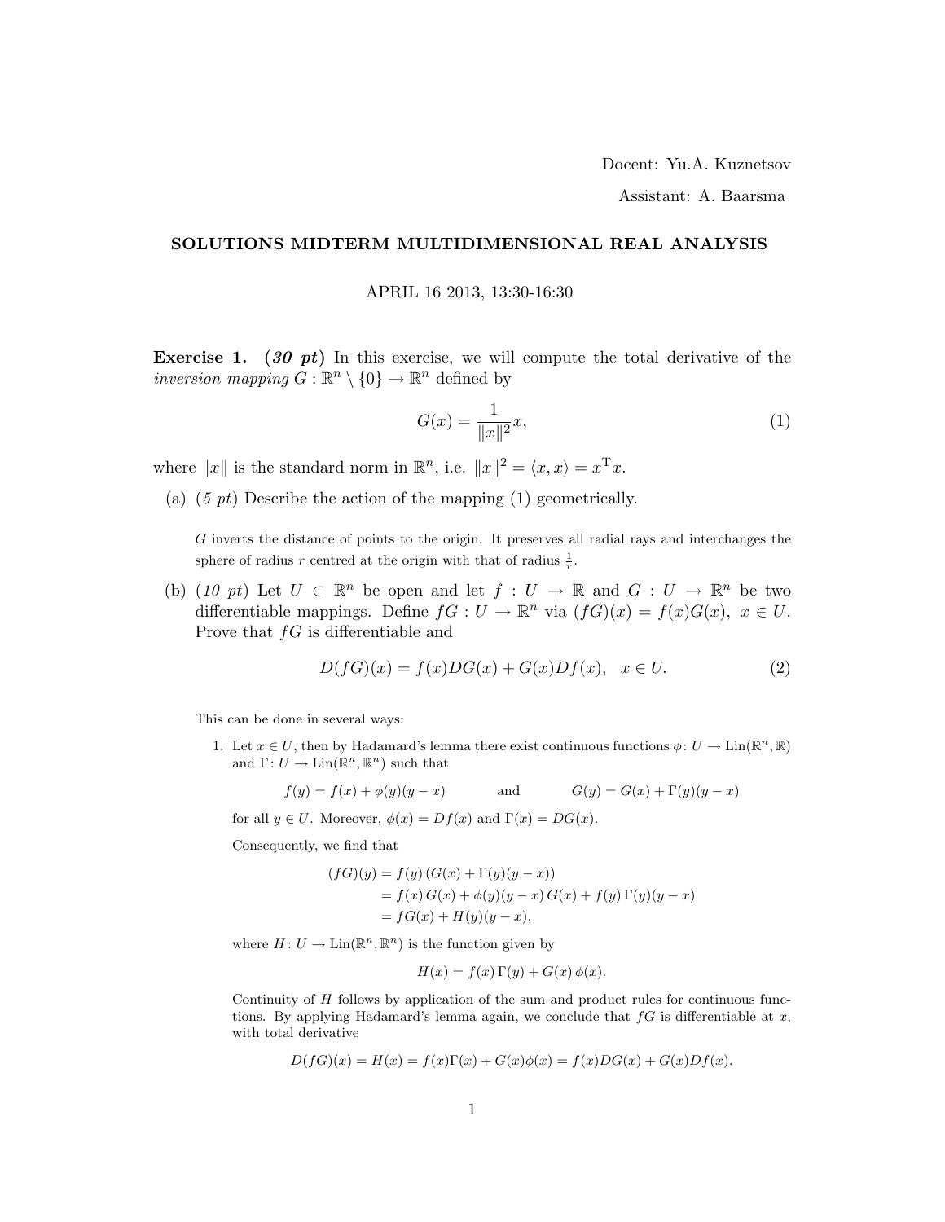Docent: Yu.A. Kuznetsov

Assistant: A. Baarsma

## SOLUTIONS MIDTERM MULTIDIMENSIONAL REAL ANALYSIS

APRIL 16 2013, 13:30-16:30

**Exercise 1.** ***(30 pt)*** In this exercise, we will compute the total derivative of the *inversion mapping* $G : \mathbb{R}^n \setminus \{0\} \to \mathbb{R}^n$ defined by

$$G(x) = \frac{1}{\|x\|^2}x, \tag{1}$$

where $\|x\|$ is the standard norm in $\mathbb{R}^n$, i.e. $\|x\|^2 = \langle x, x\rangle = x^{\mathrm{T}}x$.

(a) (*5 pt*) Describe the action of the mapping (1) geometrically.

> $G$ inverts the distance of points to the origin. It preserves all radial rays and interchanges the sphere of radius $r$ centred at the origin with that of radius $\frac{1}{r}$.

(b) (*10 pt*) Let $U \subset \mathbb{R}^n$ be open and let $f : U \to \mathbb{R}$ and $G : U \to \mathbb{R}^n$ be two differentiable mappings. Define $fG : U \to \mathbb{R}^n$ via $(fG)(x) = f(x)G(x)$, $x \in U$. Prove that $fG$ is differentiable and

$$D(fG)(x) = f(x)DG(x) + G(x)Df(x), \quad x \in U. \tag{2}$$

This can be done in several ways:

1. Let $x \in U$, then by Hadamard's lemma there exist continuous functions $\phi: U \to \mathrm{Lin}(\mathbb{R}^n, \mathbb{R})$ and $\Gamma: U \to \mathrm{Lin}(\mathbb{R}^n, \mathbb{R}^n)$ such that

$$f(y) = f(x) + \phi(y)(y - x) \qquad \text{and} \qquad G(y) = G(x) + \Gamma(y)(y - x)$$

for all $y \in U$. Moreover, $\phi(x) = Df(x)$ and $\Gamma(x) = DG(x)$.

Consequently, we find that

$$\begin{aligned}
(fG)(y) &= f(y)\,(G(x) + \Gamma(y)(y - x)) \\
&= f(x)\,G(x) + \phi(y)(y - x)\,G(x) + f(y)\,\Gamma(y)(y - x) \\
&= fG(x) + H(y)(y - x),
\end{aligned}$$

where $H: U \to \mathrm{Lin}(\mathbb{R}^n, \mathbb{R}^n)$ is the function given by

$$H(x) = f(x)\,\Gamma(y) + G(x)\,\phi(x).$$

Continuity of $H$ follows by application of the sum and product rules for continuous functions. By applying Hadamard's lemma again, we conclude that $fG$ is differentiable at $x$, with total derivative

$$D(fG)(x) = H(x) = f(x)\Gamma(x) + G(x)\phi(x) = f(x)DG(x) + G(x)Df(x).$$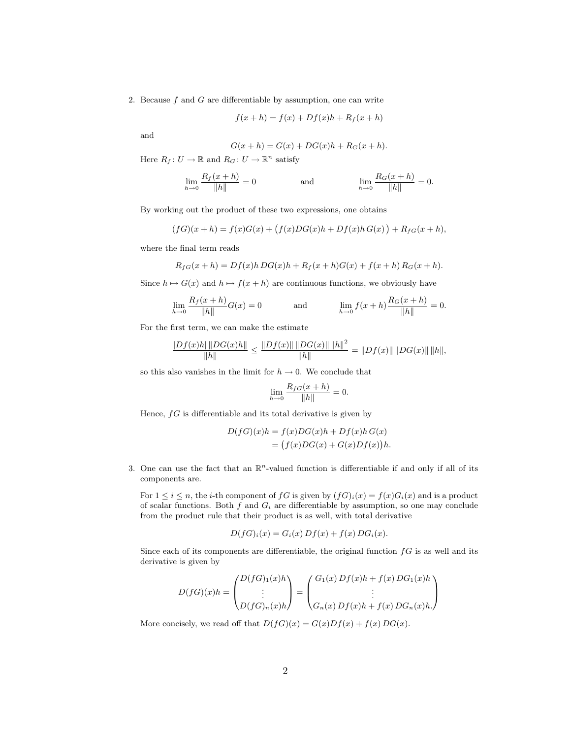2. Because $f$ and $G$ are differentiable by assumption, one can write

$$f(x+h) = f(x) + Df(x)h + R_f(x+h)$$

and

$$G(x+h) = G(x) + DG(x)h + R_G(x+h).$$

Here $R_f \colon U \to \mathbb{R}$ and $R_G \colon U \to \mathbb{R}^n$ satisfy

$$\lim_{h\to 0} \frac{R_f(x+h)}{\|h\|} = 0 \qquad \text{and} \qquad \lim_{h\to 0} \frac{R_G(x+h)}{\|h\|} = 0.$$

By working out the product of these two expressions, one obtains

$$(fG)(x+h) = f(x)G(x) + \big(f(x)DG(x)h + Df(x)h\, G(x)\big) + R_{fG}(x+h),$$

where the final term reads

$$R_{fG}(x+h) = Df(x)h\, DG(x)h + R_f(x+h)G(x) + f(x+h)\, R_G(x+h).$$

Since $h \mapsto G(x)$ and $h \mapsto f(x+h)$ are continuous functions, we obviously have

$$\lim_{h\to 0} \frac{R_f(x+h)}{\|h\|} G(x) = 0 \qquad \text{and} \qquad \lim_{h\to 0} f(x+h)\frac{R_G(x+h)}{\|h\|} = 0.$$

For the first term, we can make the estimate

$$\frac{|Df(x)h|\,\|DG(x)h\|}{\|h\|} \leq \frac{\|Df(x)\|\,\|DG(x)\|\,\|h\|^2}{\|h\|} = \|Df(x)\|\,\|DG(x)\|\,\|h\|,$$

so this also vanishes in the limit for $h \to 0$. We conclude that

$$\lim_{h\to 0} \frac{R_{fG}(x+h)}{\|h\|} = 0.$$

Hence, $fG$ is differentiable and its total derivative is given by

$$\begin{aligned} D(fG)(x)h &= f(x)DG(x)h + Df(x)h\, G(x) \\ &= \big(f(x)DG(x) + G(x)Df(x)\big)h. \end{aligned}$$

3. One can use the fact that an $\mathbb{R}^n$-valued function is differentiable if and only if all of its components are.

For $1 \leq i \leq n$, the $i$-th component of $fG$ is given by $(fG)_i(x) = f(x)G_i(x)$ and is a product of scalar functions. Both $f$ and $G_i$ are differentiable by assumption, so one may conclude from the product rule that their product is as well, with total derivative

$$D(fG)_i(x) = G_i(x)\, Df(x) + f(x)\, DG_i(x).$$

Since each of its components are differentiable, the original function $fG$ is as well and its derivative is given by

$$D(fG)(x)h = \begin{pmatrix} D(fG)_1(x)h \\ \vdots \\ D(fG)_n(x)h \end{pmatrix} = \begin{pmatrix} G_1(x)\, Df(x)h + f(x)\, DG_1(x)h \\ \vdots \\ G_n(x)\, Df(x)h + f(x)\, DG_n(x)h. \end{pmatrix}$$

More concisely, we read off that $D(fG)(x) = G(x)Df(x) + f(x)\, DG(x)$.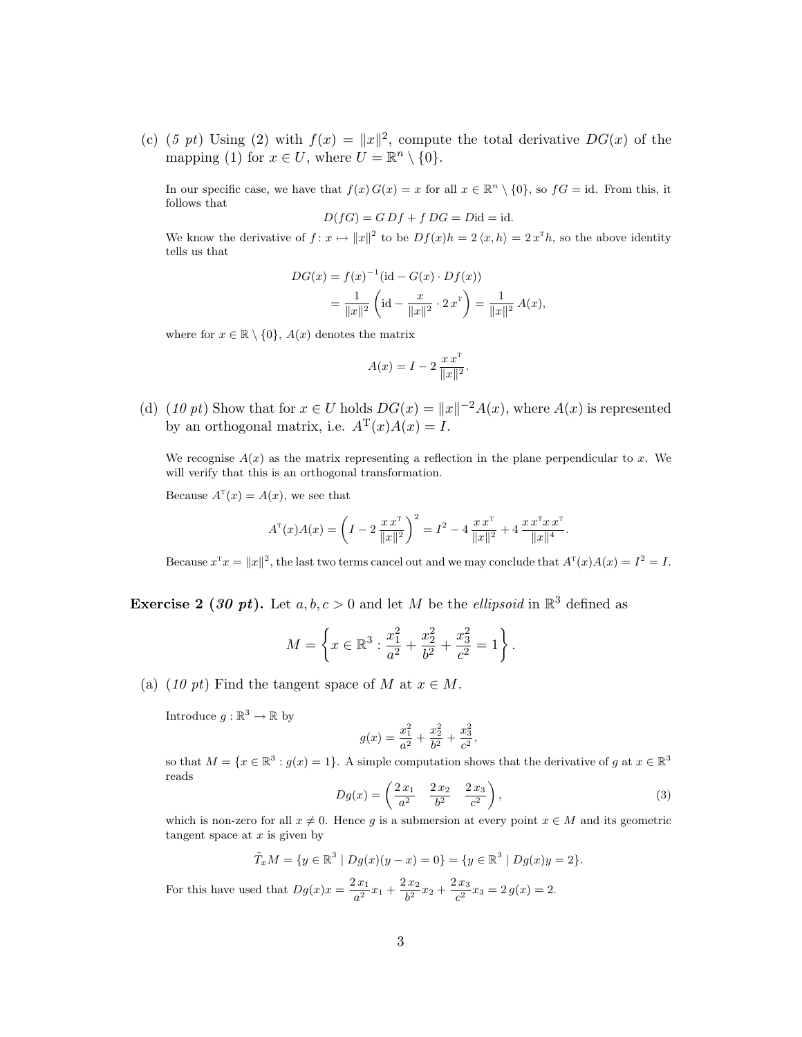(c) *(5 pt)* Using (2) with $f(x) = \|x\|^2$, compute the total derivative $DG(x)$ of the mapping (1) for $x \in U$, where $U = \mathbb{R}^n \setminus \{0\}$.

In our specific case, we have that $f(x)\,G(x) = x$ for all $x \in \mathbb{R}^n \setminus \{0\}$, so $fG = \text{id}$. From this, it follows that

$$D(fG) = G\,Df + f\,DG = D\text{id} = \text{id}.$$

We know the derivative of $f\colon x \mapsto \|x\|^2$ to be $Df(x)h = 2\,\langle x, h\rangle = 2\,x^{\mathrm{T}}h$, so the above identity tells us that

$$\begin{aligned}
DG(x) &= f(x)^{-1}(\text{id} - G(x) \cdot Df(x)) \\
&= \frac{1}{\|x\|^2}\left(\text{id} - \frac{x}{\|x\|^2} \cdot 2\,x^{\mathrm{T}}\right) = \frac{1}{\|x\|^2}\,A(x),
\end{aligned}$$

where for $x \in \mathbb{R} \setminus \{0\}$, $A(x)$ denotes the matrix

$$A(x) = I - 2\,\frac{x\,x^{\mathrm{T}}}{\|x\|^2}.$$

(d) *(10 pt)* Show that for $x \in U$ holds $DG(x) = \|x\|^{-2}A(x)$, where $A(x)$ is represented by an orthogonal matrix, i.e. $A^{\mathrm{T}}(x)A(x) = I$.

We recognise $A(x)$ as the matrix representing a reflection in the plane perpendicular to $x$. We will verify that this is an orthogonal transformation.

Because $A^{\mathrm{T}}(x) = A(x)$, we see that

$$A^{\mathrm{T}}(x)A(x) = \left(I - 2\,\frac{x\,x^{\mathrm{T}}}{\|x\|^2}\right)^2 = I^2 - 4\,\frac{x\,x^{\mathrm{T}}}{\|x\|^2} + 4\,\frac{x\,x^{\mathrm{T}}x\,x^{\mathrm{T}}}{\|x\|^4}.$$

Because $x^{\mathrm{T}}x = \|x\|^2$, the last two terms cancel out and we may conclude that $A^{\mathrm{T}}(x)A(x) = I^2 = I$.

**Exercise 2 (*30 pt*).** Let $a, b, c > 0$ and let $M$ be the *ellipsoid* in $\mathbb{R}^3$ defined as

$$M = \left\{x \in \mathbb{R}^3 : \frac{x_1^2}{a^2} + \frac{x_2^2}{b^2} + \frac{x_3^2}{c^2} = 1\right\}.$$

(a) *(10 pt)* Find the tangent space of $M$ at $x \in M$.

Introduce $g : \mathbb{R}^3 \to \mathbb{R}$ by

$$g(x) = \frac{x_1^2}{a^2} + \frac{x_2^2}{b^2} + \frac{x_3^2}{c^2},$$

so that $M = \{x \in \mathbb{R}^3 : g(x) = 1\}$. A simple computation shows that the derivative of $g$ at $x \in \mathbb{R}^3$ reads

$$Dg(x) = \begin{pmatrix} \dfrac{2\,x_1}{a^2} & \dfrac{2\,x_2}{b^2} & \dfrac{2\,x_3}{c^2} \end{pmatrix}, \tag{3}$$

which is non-zero for all $x \neq 0$. Hence $g$ is a submersion at every point $x \in M$ and its geometric tangent space at $x$ is given by

$$\tilde{T}_x M = \{y \in \mathbb{R}^3 \mid Dg(x)(y - x) = 0\} = \{y \in \mathbb{R}^3 \mid Dg(x)y = 2\}.$$

For this have used that $Dg(x)x = \dfrac{2\,x_1}{a^2}x_1 + \dfrac{2\,x_2}{b^2}x_2 + \dfrac{2\,x_3}{c^2}x_3 = 2\,g(x) = 2.$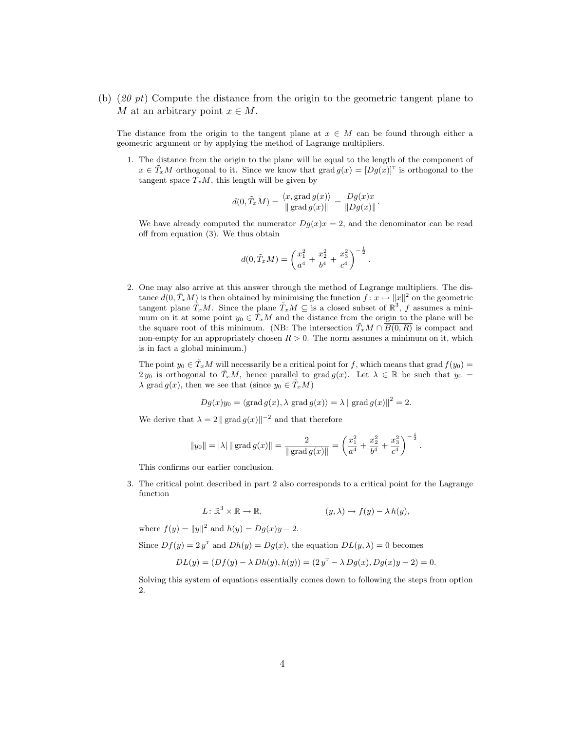(b) *(20 pt)* Compute the distance from the origin to the geometric tangent plane to $M$ at an arbitrary point $x \in M$.

The distance from the origin to the tangent plane at $x \in M$ can be found through either a geometric argument or by applying the method of Lagrange multipliers.

1. The distance from the origin to the plane will be equal to the length of the component of $x \in \tilde{T}_x M$ orthogonal to it. Since we know that $\operatorname{grad} g(x) = [Dg(x)]^{\mathrm{T}}$ is orthogonal to the tangent space $T_x M$, this length will be given by

$$d(0, \tilde{T}_x M) = \frac{\langle x, \operatorname{grad} g(x) \rangle}{\|\operatorname{grad} g(x)\|} = \frac{Dg(x)x}{\|Dg(x)\|}.$$

   We have already computed the numerator $Dg(x)x = 2$, and the denominator can be read off from equation (3). We thus obtain

$$d(0, \tilde{T}_x M) = \left( \frac{x_1^2}{a^4} + \frac{x_2^2}{b^4} + \frac{x_3^2}{c^4} \right)^{-\frac{1}{2}}.$$

2. One may also arrive at this answer through the method of Lagrange multipliers. The distance $d(0, \tilde{T}_x M)$ is then obtained by minimising the function $f \colon x \mapsto \|x\|^2$ on the geometric tangent plane $\tilde{T}_x M$. Since the plane $\tilde{T}_x M \subseteq$ is a closed subset of $\mathbb{R}^3$, $f$ assumes a minimum on it at some point $y_0 \in \tilde{T}_x M$ and the distance from the origin to the plane will be the square root of this minimum. (NB: The intersection $\tilde{T}_x M \cap \overline{B(0, R)}$ is compact and non-empty for an appropriately chosen $R > 0$. The norm assumes a minimum on it, which is in fact a global minimum.)

   The point $y_0 \in \tilde{T}_x M$ will necessarily be a critical point for $f$, which means that $\operatorname{grad} f(y_0) = 2\, y_0$ is orthogonal to $\tilde{T}_x M$, hence parallel to $\operatorname{grad} g(x)$. Let $\lambda \in \mathbb{R}$ be such that $y_0 = \lambda \operatorname{grad} g(x)$, then we see that (since $y_0 \in \tilde{T}_x M$)

$$Dg(x) y_0 = \langle \operatorname{grad} g(x), \lambda \operatorname{grad} g(x) \rangle = \lambda \|\operatorname{grad} g(x)\|^2 = 2.$$

   We derive that $\lambda = 2 \|\operatorname{grad} g(x)\|^{-2}$ and that therefore

$$\|y_0\| = |\lambda| \, \|\operatorname{grad} g(x)\| = \frac{2}{\|\operatorname{grad} g(x)\|} = \left( \frac{x_1^2}{a^4} + \frac{x_2^2}{b^4} + \frac{x_3^2}{c^4} \right)^{-\frac{1}{2}}.$$

   This confirms our earlier conclusion.

3. The critical point described in part 2 also corresponds to a critical point for the Lagrange function

$$L \colon \mathbb{R}^3 \times \mathbb{R} \to \mathbb{R}, \qquad (y, \lambda) \mapsto f(y) - \lambda\, h(y),$$

   where $f(y) = \|y\|^2$ and $h(y) = Dg(x)y - 2$.

   Since $Df(y) = 2\, y^{\mathrm{T}}$ and $Dh(y) = Dg(x)$, the equation $DL(y, \lambda) = 0$ becomes

$$DL(y) = (Df(y) - \lambda\, Dh(y), h(y)) = (2\, y^{\mathrm{T}} - \lambda\, Dg(x), Dg(x)y - 2) = 0.$$

   Solving this system of equations essentially comes down to following the steps from option 2.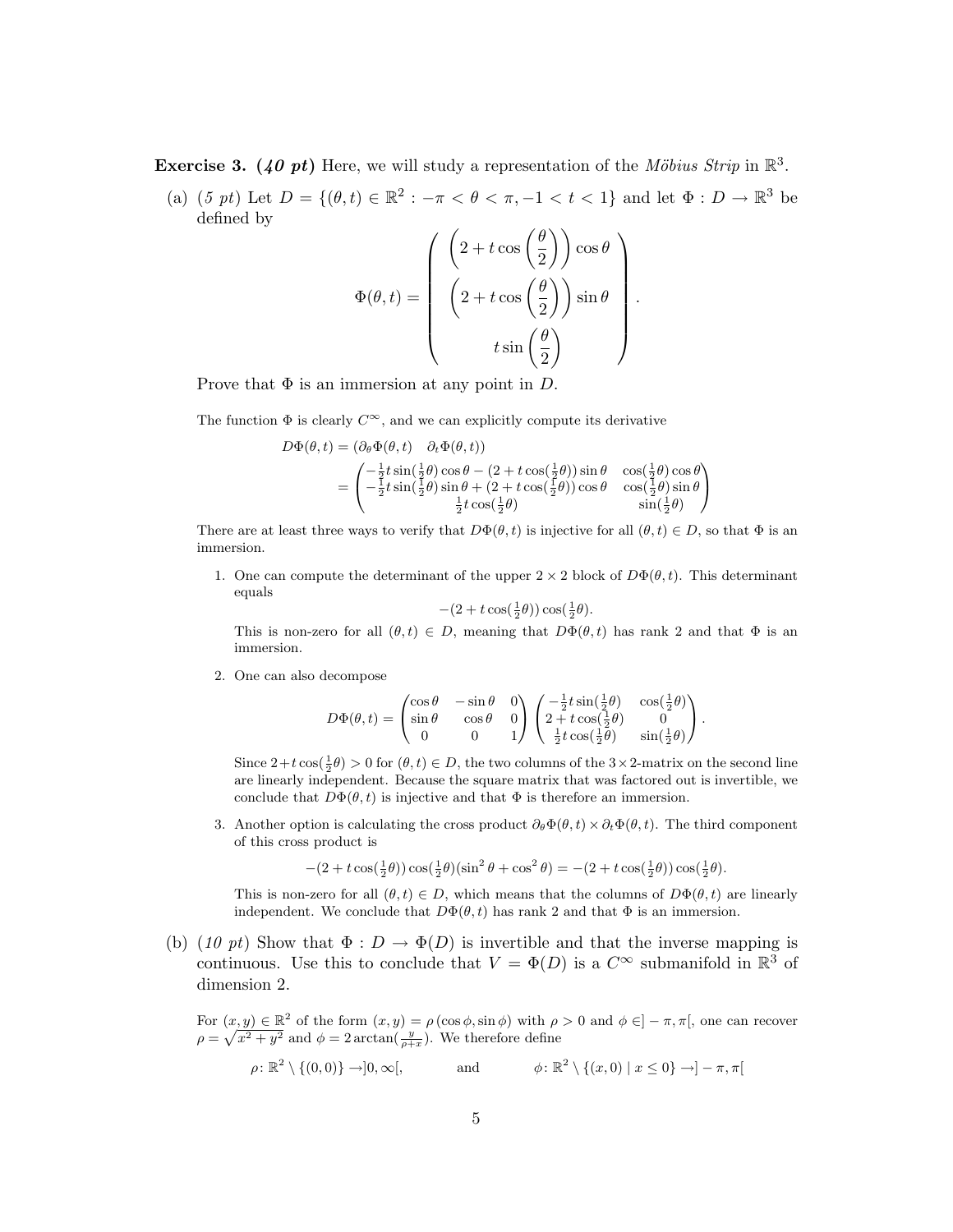**Exercise 3.** ***(40 pt)*** Here, we will study a representation of the *Möbius Strip* in $\mathbb{R}^3$.

(a) *(5 pt)* Let $D = \{(\theta, t) \in \mathbb{R}^2 : -\pi < \theta < \pi, -1 < t < 1\}$ and let $\Phi : D \to \mathbb{R}^3$ be defined by

$$\Phi(\theta, t) = \begin{pmatrix} \left(2 + t\cos\left(\dfrac{\theta}{2}\right)\right)\cos\theta \\ \left(2 + t\cos\left(\dfrac{\theta}{2}\right)\right)\sin\theta \\ t\sin\left(\dfrac{\theta}{2}\right) \end{pmatrix}.$$

Prove that $\Phi$ is an immersion at any point in $D$.

The function $\Phi$ is clearly $C^\infty$, and we can explicitly compute its derivative

$$\begin{aligned} D\Phi(\theta, t) &= (\partial_\theta \Phi(\theta, t) \quad \partial_t \Phi(\theta, t)) \\ &= \begin{pmatrix} -\frac{1}{2}t\sin(\frac{1}{2}\theta)\cos\theta - (2 + t\cos(\frac{1}{2}\theta))\sin\theta & \cos(\frac{1}{2}\theta)\cos\theta \\ -\frac{1}{2}t\sin(\frac{1}{2}\theta)\sin\theta + (2 + t\cos(\frac{1}{2}\theta))\cos\theta & \cos(\frac{1}{2}\theta)\sin\theta \\ \frac{1}{2}t\cos(\frac{1}{2}\theta) & \sin(\frac{1}{2}\theta) \end{pmatrix} \end{aligned}$$

There are at least three ways to verify that $D\Phi(\theta, t)$ is injective for all $(\theta, t) \in D$, so that $\Phi$ is an immersion.

1. One can compute the determinant of the upper $2 \times 2$ block of $D\Phi(\theta, t)$. This determinant equals

$$-(2 + t\cos(\tfrac{1}{2}\theta))\cos(\tfrac{1}{2}\theta).$$

   This is non-zero for all $(\theta, t) \in D$, meaning that $D\Phi(\theta, t)$ has rank 2 and that $\Phi$ is an immersion.

2. One can also decompose

$$D\Phi(\theta, t) = \begin{pmatrix} \cos\theta & -\sin\theta & 0 \\ \sin\theta & \cos\theta & 0 \\ 0 & 0 & 1 \end{pmatrix} \begin{pmatrix} -\frac{1}{2}t\sin(\frac{1}{2}\theta) & \cos(\frac{1}{2}\theta) \\ 2 + t\cos(\frac{1}{2}\theta) & 0 \\ \frac{1}{2}t\cos(\frac{1}{2}\theta) & \sin(\frac{1}{2}\theta) \end{pmatrix}.$$

   Since $2 + t\cos(\frac{1}{2}\theta) > 0$ for $(\theta, t) \in D$, the two columns of the $3 \times 2$-matrix on the second line are linearly independent. Because the square matrix that was factored out is invertible, we conclude that $D\Phi(\theta, t)$ is injective and that $\Phi$ is therefore an immersion.

3. Another option is calculating the cross product $\partial_\theta \Phi(\theta, t) \times \partial_t \Phi(\theta, t)$. The third component of this cross product is

$$-(2 + t\cos(\tfrac{1}{2}\theta))\cos(\tfrac{1}{2}\theta)(\sin^2\theta + \cos^2\theta) = -(2 + t\cos(\tfrac{1}{2}\theta))\cos(\tfrac{1}{2}\theta).$$

   This is non-zero for all $(\theta, t) \in D$, which means that the columns of $D\Phi(\theta, t)$ are linearly independent. We conclude that $D\Phi(\theta, t)$ has rank 2 and that $\Phi$ is an immersion.

(b) *(10 pt)* Show that $\Phi : D \to \Phi(D)$ is invertible and that the inverse mapping is continuous. Use this to conclude that $V = \Phi(D)$ is a $C^\infty$ submanifold in $\mathbb{R}^3$ of dimension 2.

For $(x, y) \in \mathbb{R}^2$ of the form $(x, y) = \rho(\cos\phi, \sin\phi)$ with $\rho > 0$ and $\phi \in ]-\pi, \pi[$, one can recover $\rho = \sqrt{x^2 + y^2}$ and $\phi = 2\arctan(\frac{y}{\rho + x})$. We therefore define

$$\rho \colon \mathbb{R}^2 \setminus \{(0, 0)\} \to ]0, \infty[, \qquad \text{and} \qquad \phi \colon \mathbb{R}^2 \setminus \{(x, 0) \mid x \leq 0\} \to ]-\pi, \pi[$$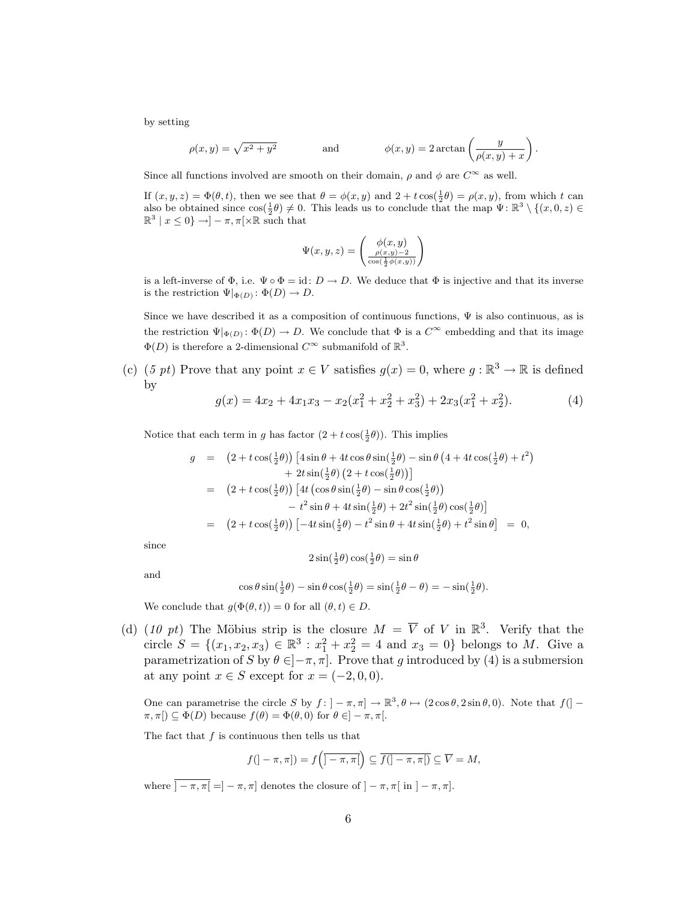by setting

$$\rho(x,y) = \sqrt{x^2+y^2} \qquad \text{and} \qquad \phi(x,y) = 2\arctan\left(\frac{y}{\rho(x,y)+x}\right).$$

Since all functions involved are smooth on their domain, $\rho$ and $\phi$ are $C^\infty$ as well.

If $(x,y,z) = \Phi(\theta,t)$, then we see that $\theta = \phi(x,y)$ and $2 + t\cos(\frac{1}{2}\theta) = \rho(x,y)$, from which $t$ can also be obtained since $\cos(\frac{1}{2}\theta) \neq 0$. This leads us to conclude that the map $\Psi\colon \mathbb{R}^3 \setminus \{(x,0,z) \in \mathbb{R}^3 \mid x \leq 0\} \to ]-\pi,\pi[\times\mathbb{R}$ such that

$$\Psi(x,y,z) = \begin{pmatrix} \phi(x,y) \\ \frac{\rho(x,y)-2}{\cos(\frac{1}{2}\phi(x,y))} \end{pmatrix}$$

is a left-inverse of $\Phi$, i.e. $\Psi \circ \Phi = \mathrm{id}\colon D \to D$. We deduce that $\Phi$ is injective and that its inverse is the restriction $\Psi|_{\Phi(D)}\colon \Phi(D) \to D$.

Since we have described it as a composition of continuous functions, $\Psi$ is also continuous, as is the restriction $\Psi|_{\Phi(D)}\colon \Phi(D) \to D$. We conclude that $\Phi$ is a $C^\infty$ embedding and that its image $\Phi(D)$ is therefore a 2-dimensional $C^\infty$ submanifold of $\mathbb{R}^3$.

(c) *(5 pt)* Prove that any point $x \in V$ satisfies $g(x) = 0$, where $g : \mathbb{R}^3 \to \mathbb{R}$ is defined by

$$g(x) = 4x_2 + 4x_1x_3 - x_2(x_1^2+x_2^2+x_3^2) + 2x_3(x_1^2+x_2^2). \tag{4}$$

Notice that each term in $g$ has factor $(2 + t\cos(\frac{1}{2}\theta))$. This implies

$$\begin{aligned} g &= \left(2+t\cos(\tfrac{1}{2}\theta)\right)\left[4\sin\theta + 4t\cos\theta\sin(\tfrac{1}{2}\theta) - \sin\theta\left(4 + 4t\cos(\tfrac{1}{2}\theta) + t^2\right)\right. \\ &\qquad \left. + 2t\sin(\tfrac{1}{2}\theta)\left(2 + t\cos(\tfrac{1}{2}\theta)\right)\right] \\ &= \left(2+t\cos(\tfrac{1}{2}\theta)\right)\left[4t\left(\cos\theta\sin(\tfrac{1}{2}\theta) - \sin\theta\cos(\tfrac{1}{2}\theta)\right)\right. \\ &\qquad \left. - t^2\sin\theta + 4t\sin(\tfrac{1}{2}\theta) + 2t^2\sin(\tfrac{1}{2}\theta)\cos(\tfrac{1}{2}\theta)\right] \\ &= \left(2+t\cos(\tfrac{1}{2}\theta)\right)\left[-4t\sin(\tfrac{1}{2}\theta) - t^2\sin\theta + 4t\sin(\tfrac{1}{2}\theta) + t^2\sin\theta\right] \;=\; 0, \end{aligned}$$

since

$$2\sin(\tfrac{1}{2}\theta)\cos(\tfrac{1}{2}\theta) = \sin\theta$$

and

$$\cos\theta\sin(\tfrac{1}{2}\theta) - \sin\theta\cos(\tfrac{1}{2}\theta) = \sin(\tfrac{1}{2}\theta - \theta) = -\sin(\tfrac{1}{2}\theta).$$

We conclude that $g(\Phi(\theta,t)) = 0$ for all $(\theta,t) \in D$.

(d) *(10 pt)* The Möbius strip is the closure $M = \overline{V}$ of $V$ in $\mathbb{R}^3$. Verify that the circle $S = \{(x_1,x_2,x_3) \in \mathbb{R}^3 : x_1^2 + x_2^2 = 4 \text{ and } x_3 = 0\}$ belongs to $M$. Give a parametrization of $S$ by $\theta \in ]-\pi,\pi]$. Prove that $g$ introduced by (4) is a submersion at any point $x \in S$ except for $x = (-2,0,0)$.

One can parametrise the circle $S$ by $f\colon ]-\pi,\pi] \to \mathbb{R}^3, \theta \mapsto (2\cos\theta, 2\sin\theta, 0)$. Note that $f(]-\pi,\pi[) \subseteq \Phi(D)$ because $f(\theta) = \Phi(\theta,0)$ for $\theta \in ]-\pi,\pi[$.

The fact that $f$ is continuous then tells us that

$$f(]-\pi,\pi]) = f\left(\overline{]-\pi,\pi[}\right) \subseteq \overline{f(]-\pi,\pi[)} \subseteq \overline{V} = M,$$

where $\overline{]-\pi,\pi[} = ]-\pi,\pi]$ denotes the closure of $]-\pi,\pi[$ in $]-\pi,\pi]$.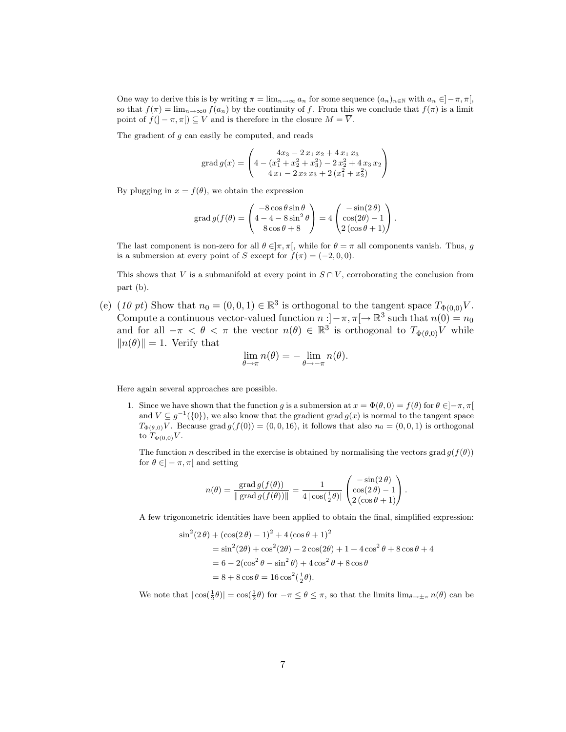One way to derive this is by writing $\pi = \lim_{n\to\infty} a_n$ for some sequence $(a_n)_{n\in\mathbb{N}}$ with $a_n \in ]-\pi,\pi[$, so that $f(\pi) = \lim_{n\to\infty 0} f(a_n)$ by the continuity of $f$. From this we conclude that $f(\pi)$ is a limit point of $f(]-\pi,\pi[) \subseteq V$ and is therefore in the closure $M = \overline{V}$.

The gradient of $g$ can easily be computed, and reads

$$\operatorname{grad} g(x) = \begin{pmatrix} 4x_3 - 2\,x_1\,x_2 + 4\,x_1\,x_3 \\ 4 - (x_1^2 + x_2^2 + x_3^2) - 2\,x_2^2 + 4\,x_3\,x_2 \\ 4\,x_1 - 2\,x_2\,x_3 + 2\,(x_1^2 + x_2^2) \end{pmatrix}$$

By plugging in $x = f(\theta)$, we obtain the expression

$$\operatorname{grad} g(f(\theta) = \begin{pmatrix} -8\cos\theta\sin\theta \\ 4 - 4 - 8\sin^2\theta \\ 8\cos\theta + 8 \end{pmatrix} = 4\begin{pmatrix} -\sin(2\,\theta) \\ \cos(2\theta) - 1 \\ 2\,(\cos\theta + 1) \end{pmatrix}.$$

The last component is non-zero for all $\theta \in ]\pi,\pi[$, while for $\theta = \pi$ all components vanish. Thus, $g$ is a submersion at every point of $S$ except for $f(\pi) = (-2,0,0)$.

This shows that $V$ is a submanifold at every point in $S \cap V$, corroborating the conclusion from part (b).

(e) *(10 pt)* Show that $n_0 = (0,0,1) \in \mathbb{R}^3$ is orthogonal to the tangent space $T_{\Phi(0,0)}V$. Compute a continuous vector-valued function $n : ]-\pi,\pi[ \to \mathbb{R}^3$ such that $n(0) = n_0$ and for all $-\pi < \theta < \pi$ the vector $n(\theta) \in \mathbb{R}^3$ is orthogonal to $T_{\Phi(\theta,0)}V$ while $\|n(\theta)\| = 1$. Verify that

$$\lim_{\theta\to\pi} n(\theta) = -\lim_{\theta\to-\pi} n(\theta).$$

Here again several approaches are possible.

1. Since we have shown that the function $g$ is a submersion at $x = \Phi(\theta,0) = f(\theta)$ for $\theta \in ]-\pi,\pi[$ and $V \subseteq g^{-1}(\{0\})$, we also know that the gradient $\operatorname{grad} g(x)$ is normal to the tangent space $T_{\Phi(\theta,0)}V$. Because $\operatorname{grad} g(f(0)) = (0,0,16)$, it follows that also $n_0 = (0,0,1)$ is orthogonal to $T_{\Phi(0,0)}V$.

   The function $n$ described in the exercise is obtained by normalising the vectors $\operatorname{grad} g(f(\theta))$ for $\theta \in ]-\pi,\pi[$ and setting

   $$n(\theta) = \frac{\operatorname{grad} g(f(\theta))}{\|\operatorname{grad} g(f(\theta))\|} = \frac{1}{4\,|\cos(\frac{1}{2}\theta)|}\begin{pmatrix} -\sin(2\,\theta) \\ \cos(2\,\theta) - 1 \\ 2\,(\cos\theta + 1) \end{pmatrix}.$$

   A few trigonometric identities have been applied to obtain the final, simplified expression:

   $$\begin{aligned}
   &\sin^2(2\,\theta) + (\cos(2\,\theta) - 1)^2 + 4\,(\cos\theta + 1)^2 \\
   &\quad = \sin^2(2\theta) + \cos^2(2\theta) - 2\cos(2\theta) + 1 + 4\cos^2\theta + 8\cos\theta + 4 \\
   &\quad = 6 - 2(\cos^2\theta - \sin^2\theta) + 4\cos^2\theta + 8\cos\theta \\
   &\quad = 8 + 8\cos\theta = 16\cos^2(\tfrac{1}{2}\theta).
   \end{aligned}$$

   We note that $|\cos(\frac{1}{2}\theta)| = \cos(\frac{1}{2}\theta)$ for $-\pi \le \theta \le \pi$, so that the limits $\lim_{\theta\to\pm\pi} n(\theta)$ can be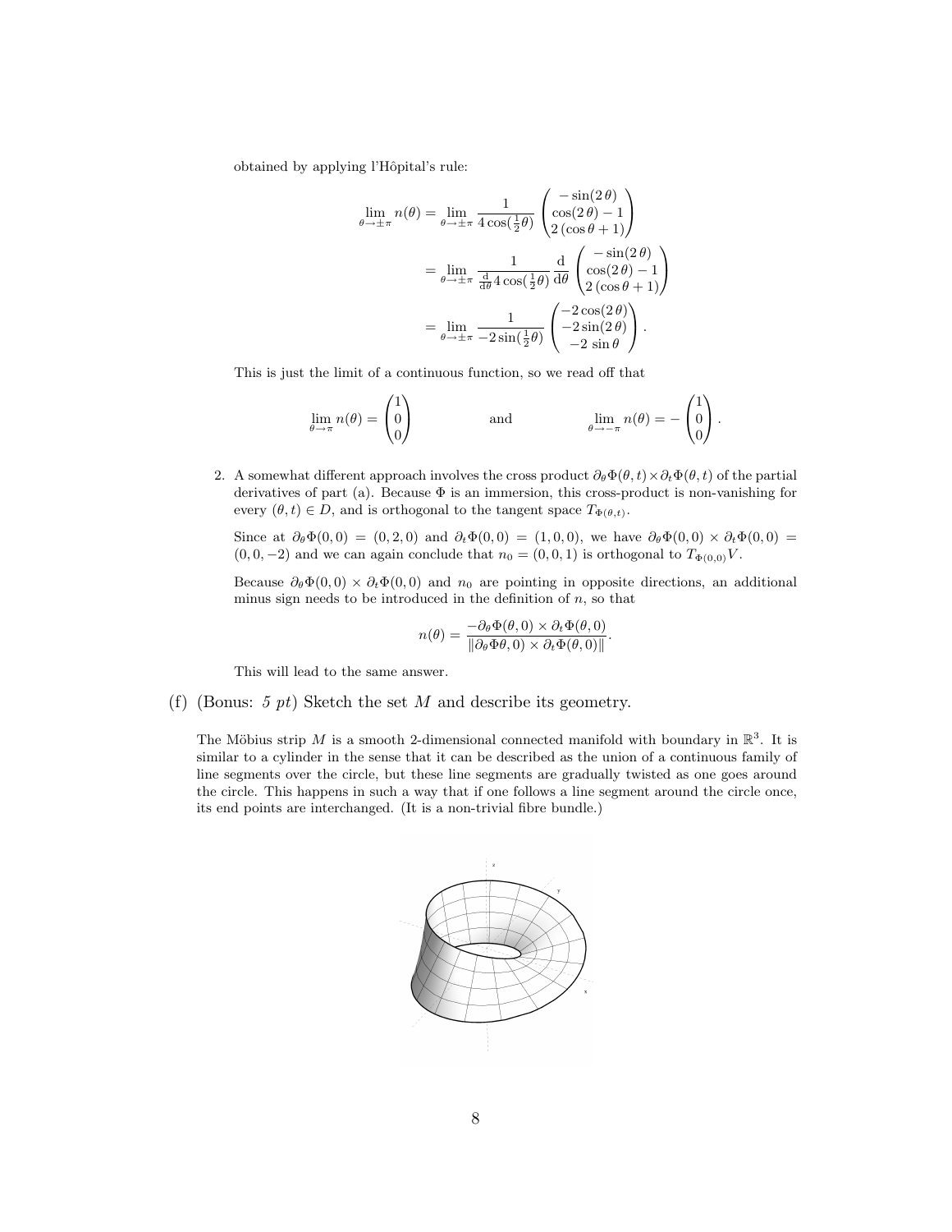obtained by applying l'Hôpital's rule:

$$
\begin{aligned}
\lim_{\theta \to \pm\pi} n(\theta) &= \lim_{\theta \to \pm\pi} \frac{1}{4\cos(\frac{1}{2}\theta)} \begin{pmatrix} -\sin(2\,\theta) \\ \cos(2\,\theta) - 1 \\ 2\,(\cos\theta + 1) \end{pmatrix} \\
&= \lim_{\theta \to \pm\pi} \frac{1}{\frac{\mathrm{d}}{\mathrm{d}\theta} 4\cos(\frac{1}{2}\theta)} \frac{\mathrm{d}}{\mathrm{d}\theta} \begin{pmatrix} -\sin(2\,\theta) \\ \cos(2\,\theta) - 1 \\ 2\,(\cos\theta + 1) \end{pmatrix} \\
&= \lim_{\theta \to \pm\pi} \frac{1}{-2\sin(\frac{1}{2}\theta)} \begin{pmatrix} -2\cos(2\,\theta) \\ -2\sin(2\,\theta) \\ -2\,\sin\theta \end{pmatrix}.
\end{aligned}
$$

This is just the limit of a continuous function, so we read off that

$$
\lim_{\theta \to \pi} n(\theta) = \begin{pmatrix} 1 \\ 0 \\ 0 \end{pmatrix} \qquad \text{and} \qquad \lim_{\theta \to -\pi} n(\theta) = -\begin{pmatrix} 1 \\ 0 \\ 0 \end{pmatrix}.
$$

2. A somewhat different approach involves the cross product $\partial_\theta \Phi(\theta, t) \times \partial_t \Phi(\theta, t)$ of the partial derivatives of part (a). Because $\Phi$ is an immersion, this cross-product is non-vanishing for every $(\theta, t) \in D$, and is orthogonal to the tangent space $T_{\Phi(\theta,t)}$.

   Since at $\partial_\theta \Phi(0,0) = (0,2,0)$ and $\partial_t \Phi(0,0) = (1,0,0)$, we have $\partial_\theta \Phi(0,0) \times \partial_t \Phi(0,0) = (0,0,-2)$ and we can again conclude that $n_0 = (0,0,1)$ is orthogonal to $T_{\Phi(0,0)}V$.

   Because $\partial_\theta \Phi(0,0) \times \partial_t \Phi(0,0)$ and $n_0$ are pointing in opposite directions, an additional minus sign needs to be introduced in the definition of $n$, so that

   $$
   n(\theta) = \frac{-\partial_\theta \Phi(\theta, 0) \times \partial_t \Phi(\theta, 0)}{\|\partial_\theta \Phi \theta, 0) \times \partial_t \Phi(\theta, 0)\|}.
   $$

   This will lead to the same answer.

(f) (Bonus: *5 pt*) Sketch the set $M$ and describe its geometry.

The Möbius strip $M$ is a smooth 2-dimensional connected manifold with boundary in $\mathbb{R}^3$. It is similar to a cylinder in the sense that it can be described as the union of a continuous family of line segments over the circle, but these line segments are gradually twisted as one goes around the circle. This happens in such a way that if one follows a line segment around the circle once, its end points are interchanged. (It is a non-trivial fibre bundle.)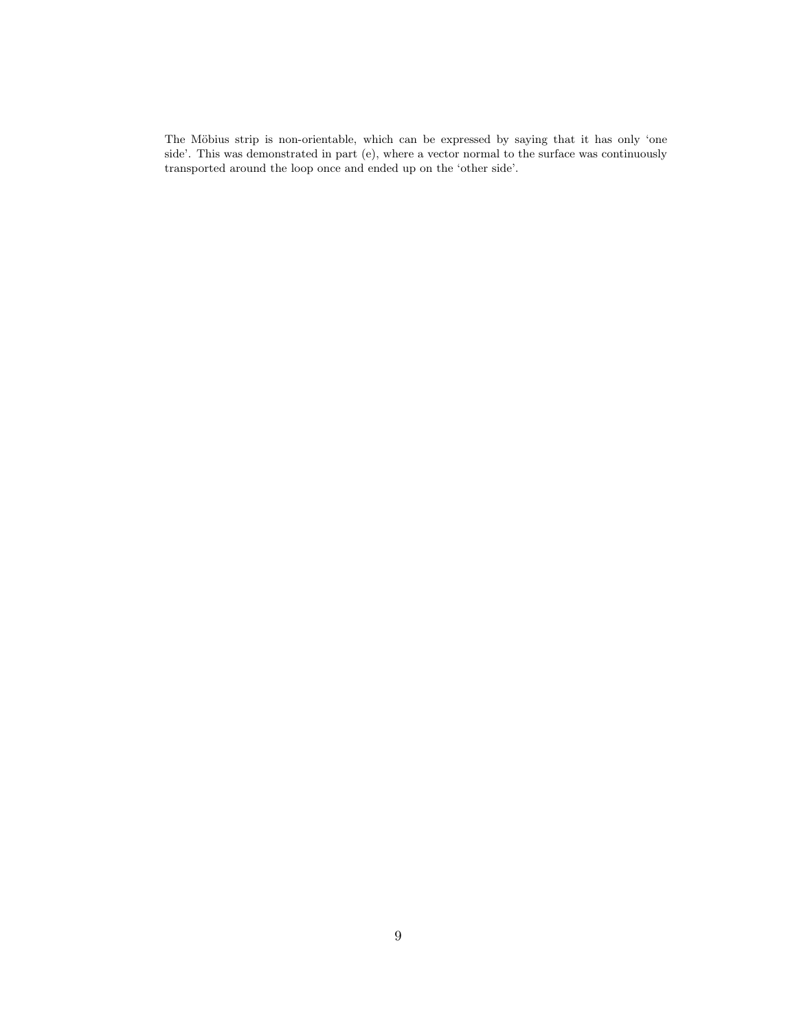The Möbius strip is non-orientable, which can be expressed by saying that it has only 'one side'. This was demonstrated in part (e), where a vector normal to the surface was continuously transported around the loop once and ended up on the 'other side'.